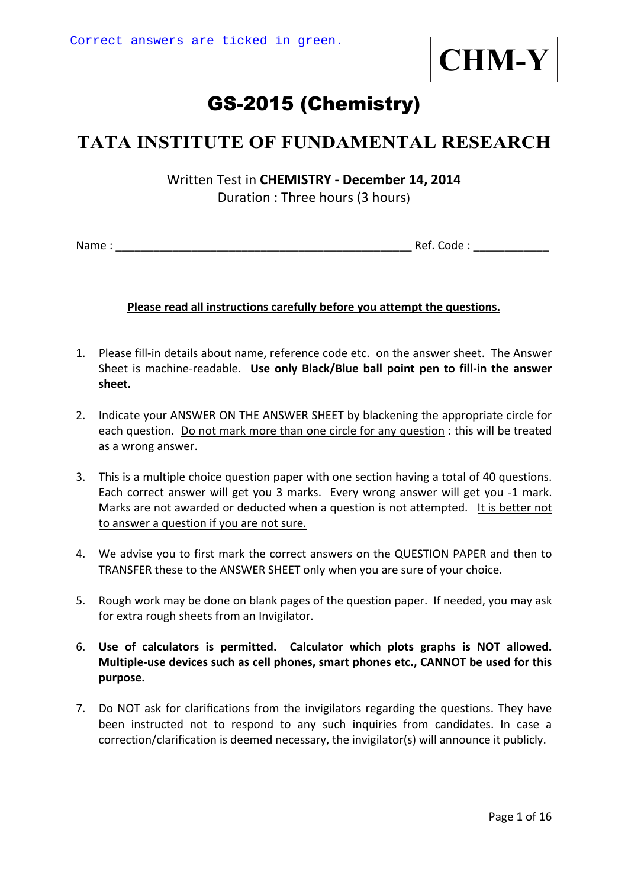Correct answers are ticked in green.

**CHM-Y**

# GS-2015 (Chemistry)

## TATA INSTITUTE OF FUNDAMENTAL RESEARCH

Written Test in **CHEMISTRY - December 14, 2014**
Duration : Three hours (3 hours)

Name : ________________________________________________ Ref. Code : ____________

**Please read all instructions carefully before you attempt the questions.**

1. Please fill-in details about name, reference code etc. on the answer sheet. The Answer Sheet is machine-readable. **Use only Black/Blue ball point pen to fill-in the answer sheet.**

2. Indicate your ANSWER ON THE ANSWER SHEET by blackening the appropriate circle for each question. Do not mark more than one circle for any question : this will be treated as a wrong answer.

3. This is a multiple choice question paper with one section having a total of 40 questions. Each correct answer will get you 3 marks. Every wrong answer will get you -1 mark. Marks are not awarded or deducted when a question is not attempted. It is better not to answer a question if you are not sure.

4. We advise you to first mark the correct answers on the QUESTION PAPER and then to TRANSFER these to the ANSWER SHEET only when you are sure of your choice.

5. Rough work may be done on blank pages of the question paper. If needed, you may ask for extra rough sheets from an Invigilator.

6. **Use of calculators is permitted. Calculator which plots graphs is NOT allowed. Multiple-use devices such as cell phones, smart phones etc., CANNOT be used for this purpose.**

7. Do NOT ask for clarifications from the invigilators regarding the questions. They have been instructed not to respond to any such inquiries from candidates. In case a correction/clarification is deemed necessary, the invigilator(s) will announce it publicly.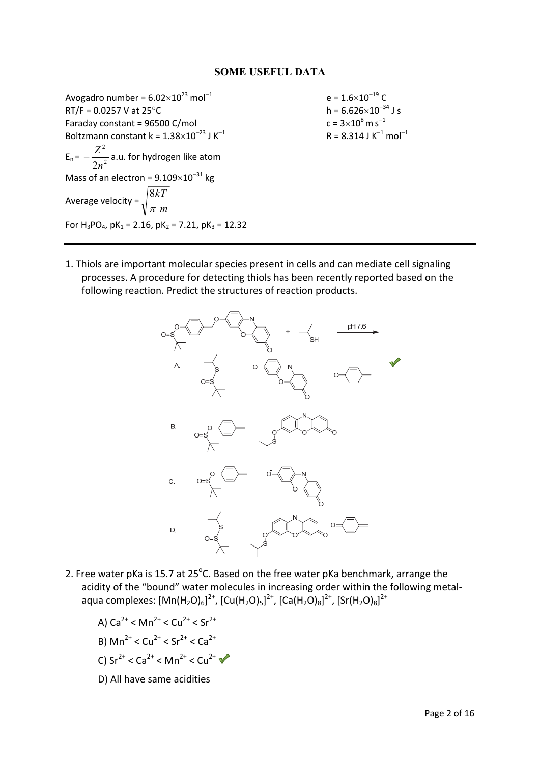## SOME USEFUL DATA

Avogadro number = $6.02 \times 10^{23}$ mol$^{-1}$

RT/F = 0.0257 V at 25°C

Faraday constant = 96500 C/mol

Boltzmann constant k = $1.38 \times 10^{-23}$ J K$^{-1}$

$E_n = -\dfrac{Z^2}{2n^2}$ a.u. for hydrogen like atom

Mass of an electron = $9.109 \times 10^{-31}$ kg

Average velocity = $\sqrt{\dfrac{8kT}{\pi\ m}}$

For $H_3PO_4$, $pK_1 = 2.16$, $pK_2 = 7.21$, $pK_3 = 12.32$

e = $1.6 \times 10^{-19}$ C

h = $6.626 \times 10^{-34}$ J s

c = $3 \times 10^8$ m s$^{-1}$

R = 8.314 J K$^{-1}$ mol$^{-1}$

---

1. Thiols are important molecular species present in cells and can mediate cell signaling processes. A procedure for detecting thiols has been recently reported based on the following reaction. Predict the structures of reaction products.

pH 7.6

A. ✔

B.

C.

D.

2. Free water pKa is 15.7 at 25°C. Based on the free water pKa benchmark, arrange the acidity of the "bound" water molecules in increasing order within the following metal-aqua complexes: $[Mn(H_2O)_6]^{2+}$, $[Cu(H_2O)_5]^{2+}$, $[Ca(H_2O)_8]^{2+}$, $[Sr(H_2O)_8]^{2+}$

   A) $Ca^{2+} < Mn^{2+} < Cu^{2+} < Sr^{2+}$

   B) $Mn^{2+} < Cu^{2+} < Sr^{2+} < Ca^{2+}$

   C) $Sr^{2+} < Ca^{2+} < Mn^{2+} < Cu^{2+}$ ✔

   D) All have same acidities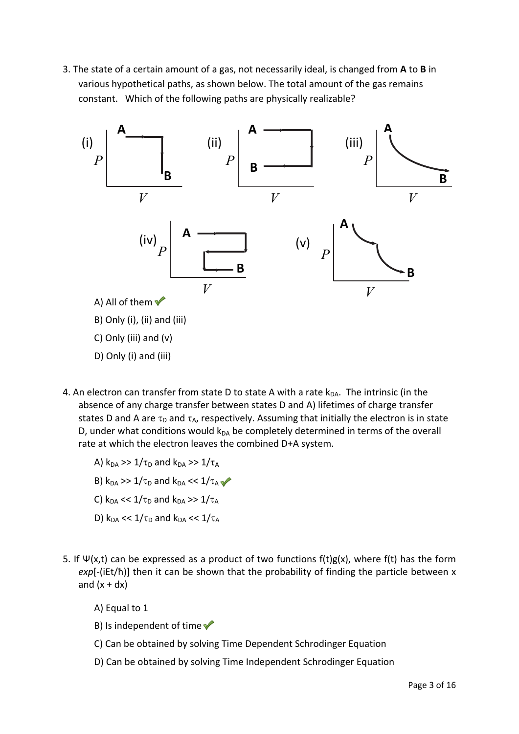3. The state of a certain amount of a gas, not necessarily ideal, is changed from **A** to **B** in various hypothetical paths, as shown below. The total amount of the gas remains constant. Which of the following paths are physically realizable?

A) All of them ✔

B) Only (i), (ii) and (iii)

C) Only (iii) and (v)

D) Only (i) and (iii)

4. An electron can transfer from state D to state A with a rate $k_{DA}$. The intrinsic (in the absence of any charge transfer between states D and A) lifetimes of charge transfer states D and A are $\tau_D$ and $\tau_A$, respectively. Assuming that initially the electron is in state D, under what conditions would $k_{DA}$ be completely determined in terms of the overall rate at which the electron leaves the combined D+A system.

A) $k_{DA} >> 1/\tau_D$ and $k_{DA} >> 1/\tau_A$

B) $k_{DA} >> 1/\tau_D$ and $k_{DA} << 1/\tau_A$ ✔

C) $k_{DA} << 1/\tau_D$ and $k_{DA} >> 1/\tau_A$

D) $k_{DA} << 1/\tau_D$ and $k_{DA} << 1/\tau_A$

5. If $\Psi(x,t)$ can be expressed as a product of two functions $f(t)g(x)$, where $f(t)$ has the form $exp[-(iEt/\hbar)]$ then it can be shown that the probability of finding the particle between x and (x + dx)

A) Equal to 1

B) Is independent of time ✔

C) Can be obtained by solving Time Dependent Schrodinger Equation

D) Can be obtained by solving Time Independent Schrodinger Equation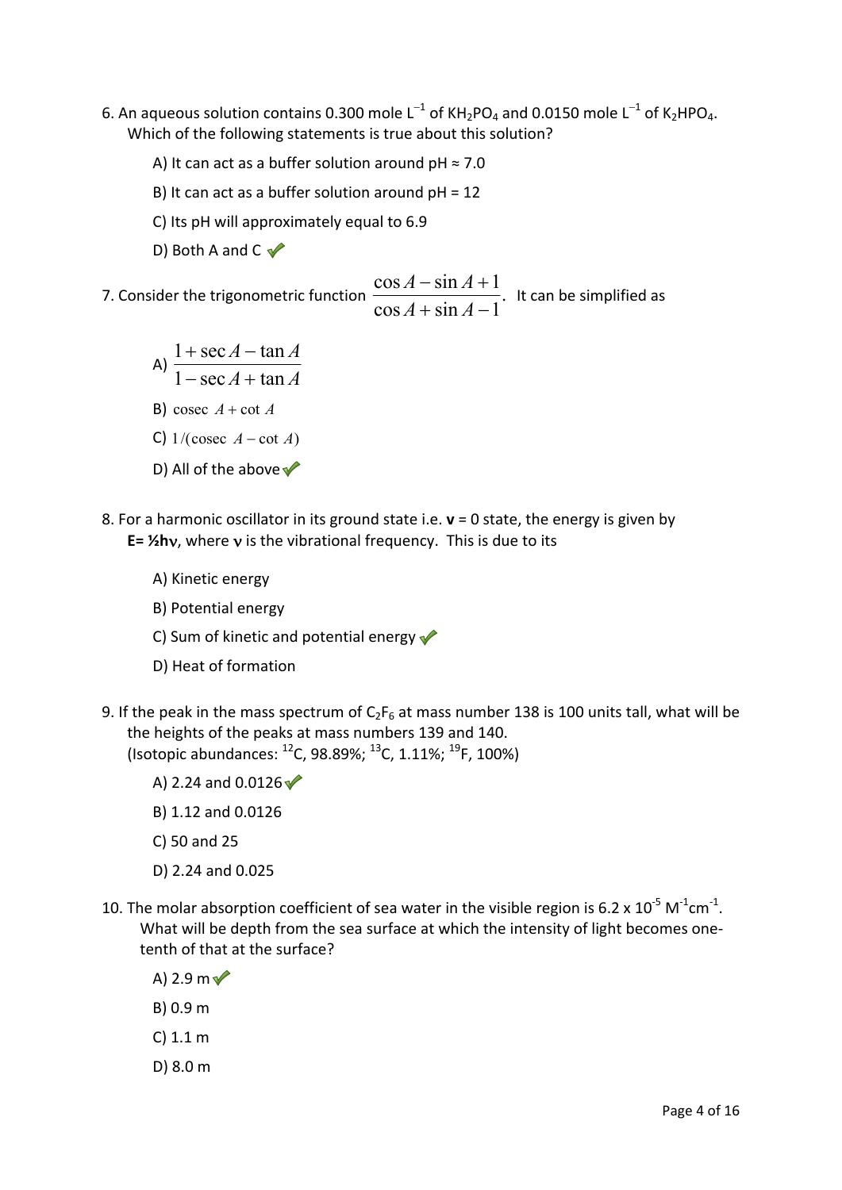6. An aqueous solution contains 0.300 mole $L^{-1}$ of $KH_2PO_4$ and 0.0150 mole $L^{-1}$ of $K_2HPO_4$. Which of the following statements is true about this solution?

   A) It can act as a buffer solution around pH ≈ 7.0

   B) It can act as a buffer solution around pH = 12

   C) Its pH will approximately equal to 6.9

   D) Both A and C ✔

7. Consider the trigonometric function $\dfrac{\cos A - \sin A + 1}{\cos A + \sin A - 1}$. It can be simplified as

   A) $\dfrac{1 + \sec A - \tan A}{1 - \sec A + \tan A}$

   B) $\text{cosec } A + \cot A$

   C) $1/(\text{cosec } A - \cot A)$

   D) All of the above ✔

8. For a harmonic oscillator in its ground state i.e. **v** = 0 state, the energy is given by **E= ½hν**, where **ν** is the vibrational frequency. This is due to its

   A) Kinetic energy

   B) Potential energy

   C) Sum of kinetic and potential energy ✔

   D) Heat of formation

9. If the peak in the mass spectrum of $C_2F_6$ at mass number 138 is 100 units tall, what will be the heights of the peaks at mass numbers 139 and 140.
   (Isotopic abundances: $^{12}C$, 98.89%; $^{13}C$, 1.11%; $^{19}F$, 100%)

   A) 2.24 and 0.0126 ✔

   B) 1.12 and 0.0126

   C) 50 and 25

   D) 2.24 and 0.025

10. The molar absorption coefficient of sea water in the visible region is $6.2 \times 10^{-5}$ $M^{-1}cm^{-1}$. What will be depth from the sea surface at which the intensity of light becomes one-tenth of that at the surface?

    A) 2.9 m ✔

    B) 0.9 m

    C) 1.1 m

    D) 8.0 m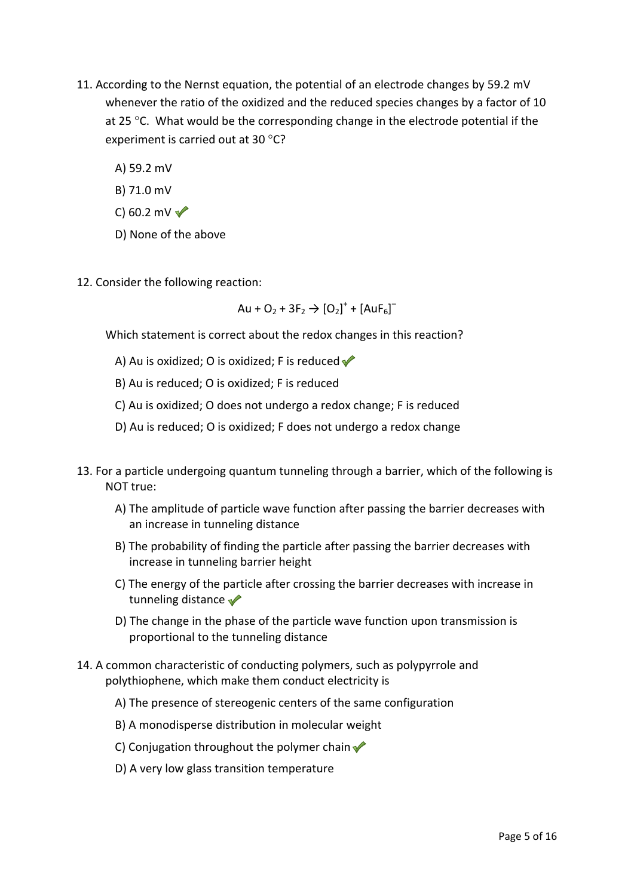11. According to the Nernst equation, the potential of an electrode changes by 59.2 mV whenever the ratio of the oxidized and the reduced species changes by a factor of 10 at 25 °C. What would be the corresponding change in the electrode potential if the experiment is carried out at 30 °C?

    A) 59.2 mV

    B) 71.0 mV

    C) 60.2 mV ✓

    D) None of the above

12. Consider the following reaction:

$$Au + O_2 + 3F_2 \rightarrow [O_2]^+ + [AuF_6]^-$$

    Which statement is correct about the redox changes in this reaction?

    A) Au is oxidized; O is oxidized; F is reduced ✓

    B) Au is reduced; O is oxidized; F is reduced

    C) Au is oxidized; O does not undergo a redox change; F is reduced

    D) Au is reduced; O is oxidized; F does not undergo a redox change

13. For a particle undergoing quantum tunneling through a barrier, which of the following is NOT true:

    A) The amplitude of particle wave function after passing the barrier decreases with an increase in tunneling distance

    B) The probability of finding the particle after passing the barrier decreases with increase in tunneling barrier height

    C) The energy of the particle after crossing the barrier decreases with increase in tunneling distance ✓

    D) The change in the phase of the particle wave function upon transmission is proportional to the tunneling distance

14. A common characteristic of conducting polymers, such as polypyrrole and polythiophene, which make them conduct electricity is

    A) The presence of stereogenic centers of the same configuration

    B) A monodisperse distribution in molecular weight

    C) Conjugation throughout the polymer chain ✓

    D) A very low glass transition temperature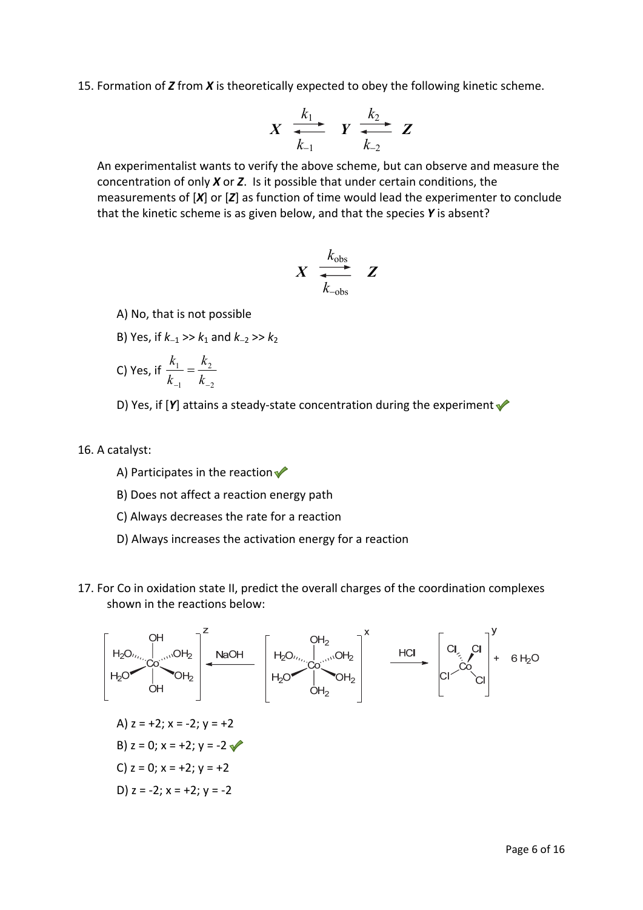15. Formation of ***Z*** from ***X*** is theoretically expected to obey the following kinetic scheme.

$$\boldsymbol{X} \underset{k_{-1}}{\overset{k_1}{\rightleftharpoons}} \boldsymbol{Y} \underset{k_{-2}}{\overset{k_2}{\rightleftharpoons}} \boldsymbol{Z}$$

An experimentalist wants to verify the above scheme, but can observe and measure the concentration of only ***X*** or ***Z***. Is it possible that under certain conditions, the measurements of [***X***] or [***Z***] as function of time would lead the experimenter to conclude that the kinetic scheme is as given below, and that the species ***Y*** is absent?

$$\boldsymbol{X} \underset{k_{-\text{obs}}}{\overset{k_{\text{obs}}}{\rightleftharpoons}} \boldsymbol{Z}$$

A) No, that is not possible

B) Yes, if $k_{-1} >> k_1$ and $k_{-2} >> k_2$

C) Yes, if $\dfrac{k_1}{k_{-1}} = \dfrac{k_2}{k_{-2}}$

D) Yes, if [***Y***] attains a steady-state concentration during the experiment ✔

16. A catalyst:

A) Participates in the reaction ✔

B) Does not affect a reaction energy path

C) Always decreases the rate for a reaction

D) Always increases the activation energy for a reaction

17. For Co in oxidation state II, predict the overall charges of the coordination complexes shown in the reactions below:

$$[Co(OH)_2(H_2O)_4]^{z} \xleftarrow{\text{NaOH}} [Co(H_2O)_6]^{x} \xrightarrow{\text{HCl}} [CoCl_4]^{y} + 6\,H_2O$$

A) z = +2; x = -2; y = +2

B) z = 0; x = +2; y = -2 ✔

C) z = 0; x = +2; y = +2

D) z = -2; x = +2; y = -2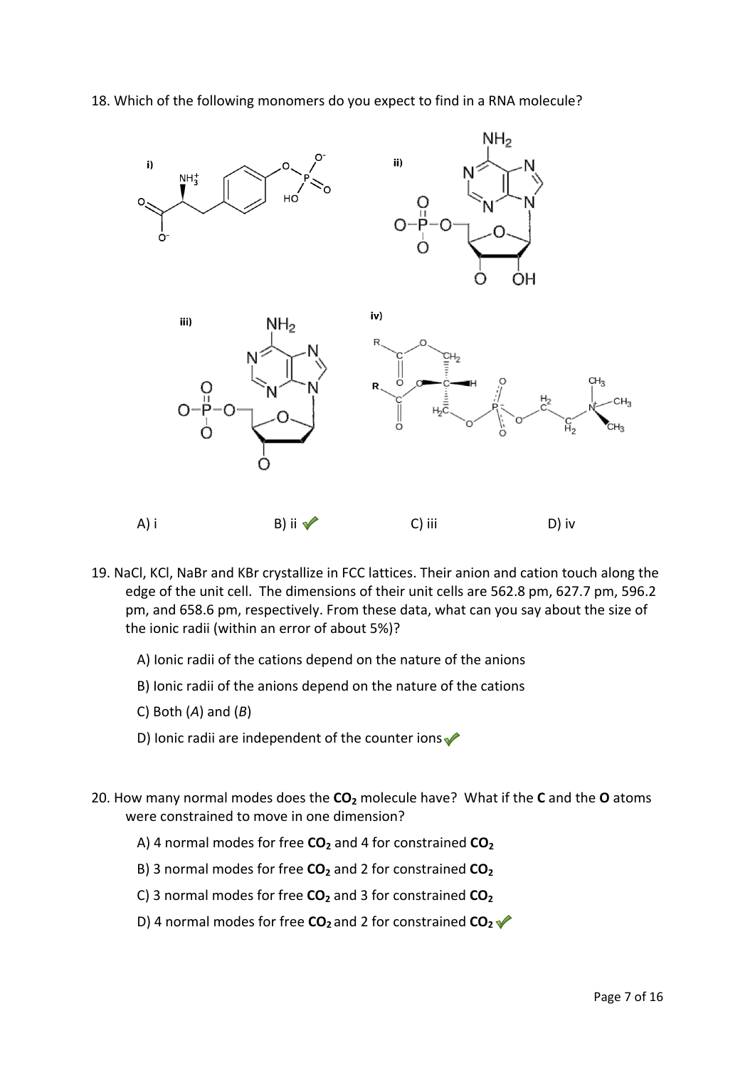18. Which of the following monomers do you expect to find in a RNA molecule?

i) ii) iii) iv)

A) i B) ii ✓ C) iii D) iv

19. NaCl, KCl, NaBr and KBr crystallize in FCC lattices. Their anion and cation touch along the edge of the unit cell. The dimensions of their unit cells are 562.8 pm, 627.7 pm, 596.2 pm, and 658.6 pm, respectively. From these data, what can you say about the size of the ionic radii (within an error of about 5%)?

A) Ionic radii of the cations depend on the nature of the anions

B) Ionic radii of the anions depend on the nature of the cations

C) Both (*A*) and (*B*)

D) Ionic radii are independent of the counter ions ✓

20. How many normal modes does the $\mathbf{CO_2}$ molecule have? What if the **C** and the **O** atoms were constrained to move in one dimension?

A) 4 normal modes for free $\mathbf{CO_2}$ and 4 for constrained $\mathbf{CO_2}$

B) 3 normal modes for free $\mathbf{CO_2}$ and 2 for constrained $\mathbf{CO_2}$

C) 3 normal modes for free $\mathbf{CO_2}$ and 3 for constrained $\mathbf{CO_2}$

D) 4 normal modes for free $\mathbf{CO_2}$ and 2 for constrained $\mathbf{CO_2}$ ✓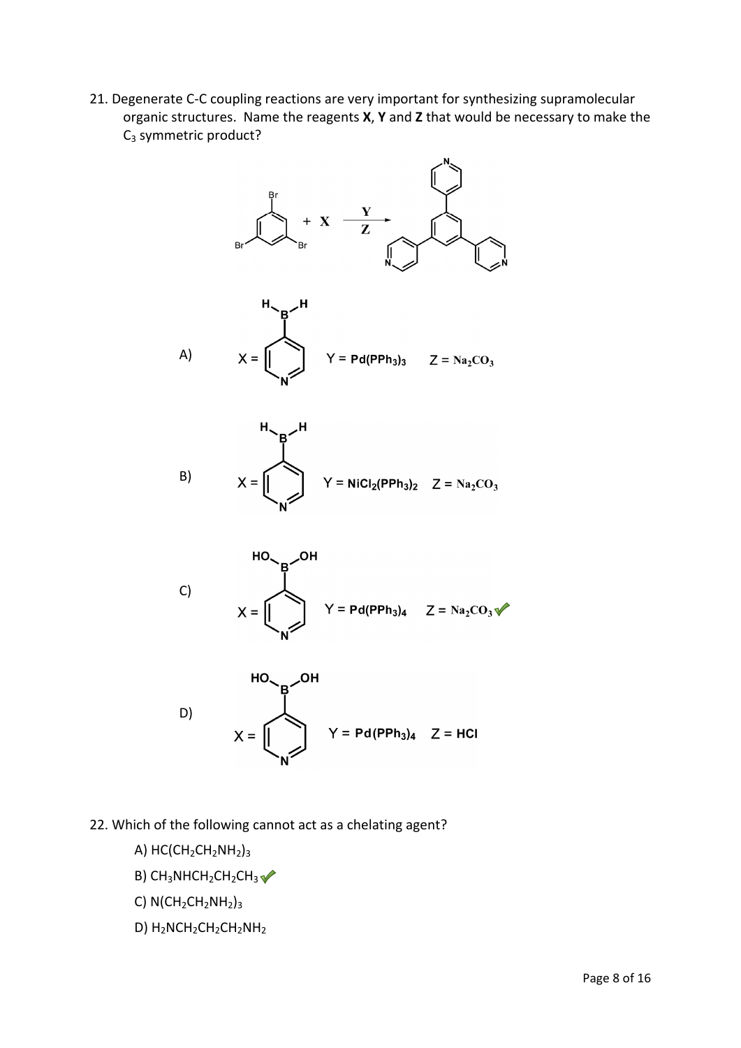21. Degenerate C-C coupling reactions are very important for synthesizing supramolecular organic structures. Name the reagents **X**, **Y** and **Z** that would be necessary to make the $C_3$ symmetric product?

A) X = 4-pyridyl-$BH_2$ Y = $Pd(PPh_3)_3$ Z = $Na_2CO_3$

B) X = 4-pyridyl-$BH_2$ Y = $NiCl_2(PPh_3)_2$ Z = $Na_2CO_3$

C) X = 4-pyridyl-$B(OH)_2$ Y = $Pd(PPh_3)_4$ Z = $Na_2CO_3$ ✓

D) X = 4-pyridyl-$B(OH)_2$ Y = $Pd(PPh_3)_4$ Z = HCl

22. Which of the following cannot act as a chelating agent?

A) $HC(CH_2CH_2NH_2)_3$

B) $CH_3NHCH_2CH_2CH_3$ ✓

C) $N(CH_2CH_2NH_2)_3$

D) $H_2NCH_2CH_2CH_2NH_2$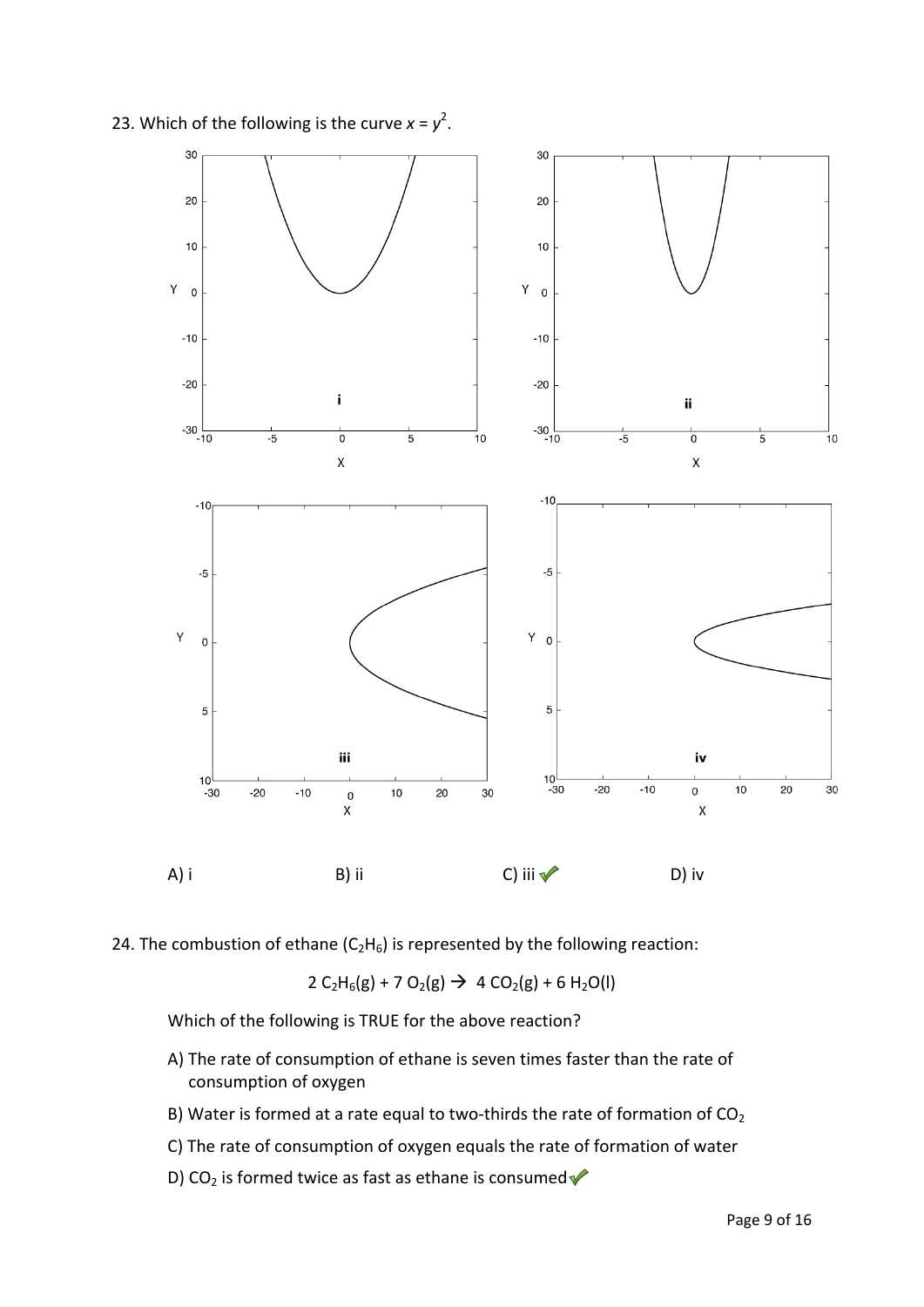23. Which of the following is the curve $x = y^2$.

A) i B) ii C) iii ✓ D) iv

24. The combustion of ethane ($C_2H_6$) is represented by the following reaction:

$$2\ C_2H_6(g) + 7\ O_2(g) \rightarrow 4\ CO_2(g) + 6\ H_2O(l)$$

Which of the following is TRUE for the above reaction?

A) The rate of consumption of ethane is seven times faster than the rate of consumption of oxygen

B) Water is formed at a rate equal to two-thirds the rate of formation of $CO_2$

C) The rate of consumption of oxygen equals the rate of formation of water

D) $CO_2$ is formed twice as fast as ethane is consumed ✓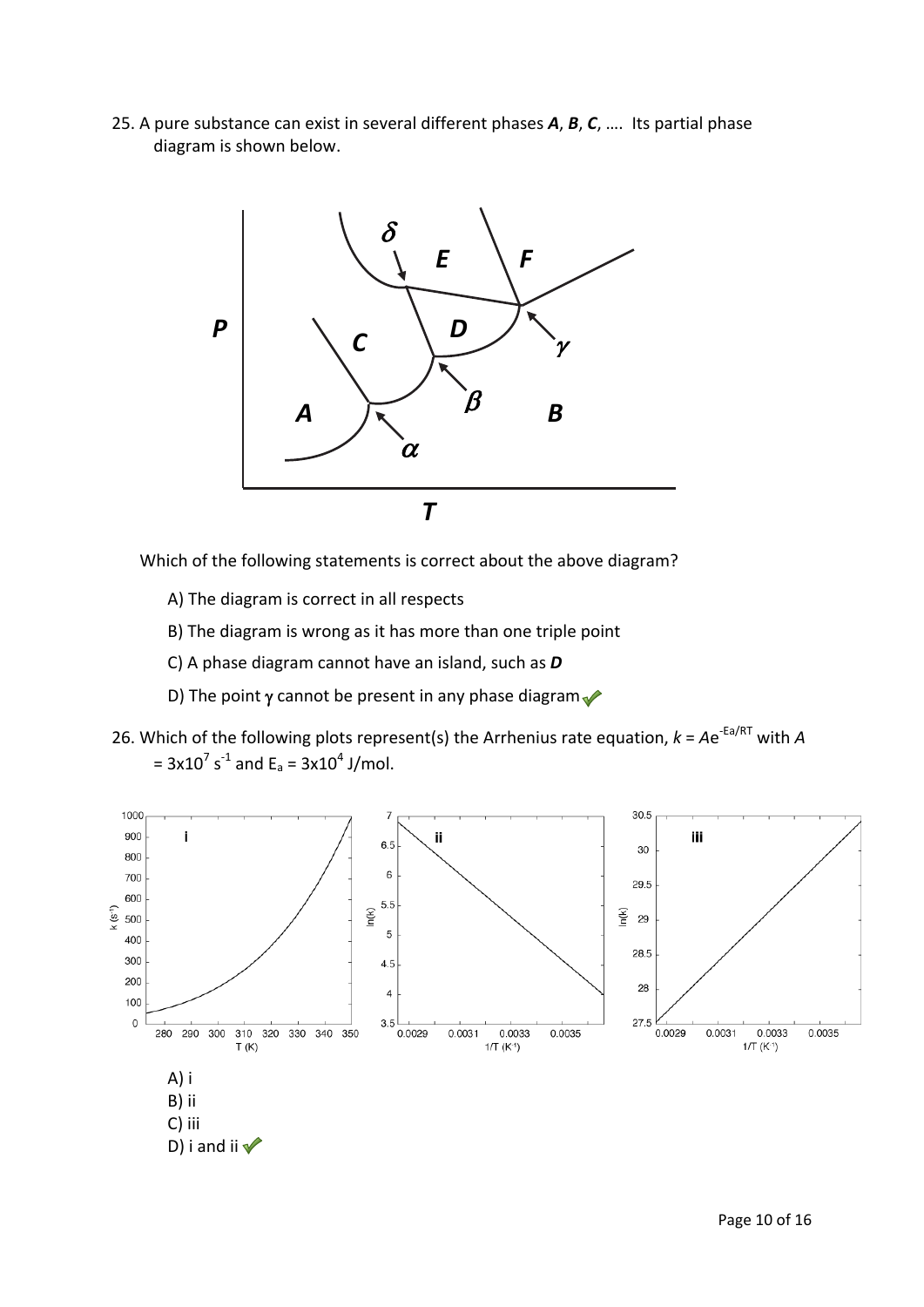25. A pure substance can exist in several different phases ***A***, ***B***, ***C***, …. Its partial phase diagram is shown below.

Which of the following statements is correct about the above diagram?

A) The diagram is correct in all respects

B) The diagram is wrong as it has more than one triple point

C) A phase diagram cannot have an island, such as ***D***

D) The point γ cannot be present in any phase diagram ✓

26. Which of the following plots represent(s) the Arrhenius rate equation, $k = Ae^{-Ea/RT}$ with $A = 3 \times 10^{7}\ s^{-1}$ and $E_a = 3 \times 10^{4}$ J/mol.

A) i

B) ii

C) iii

D) i and ii ✓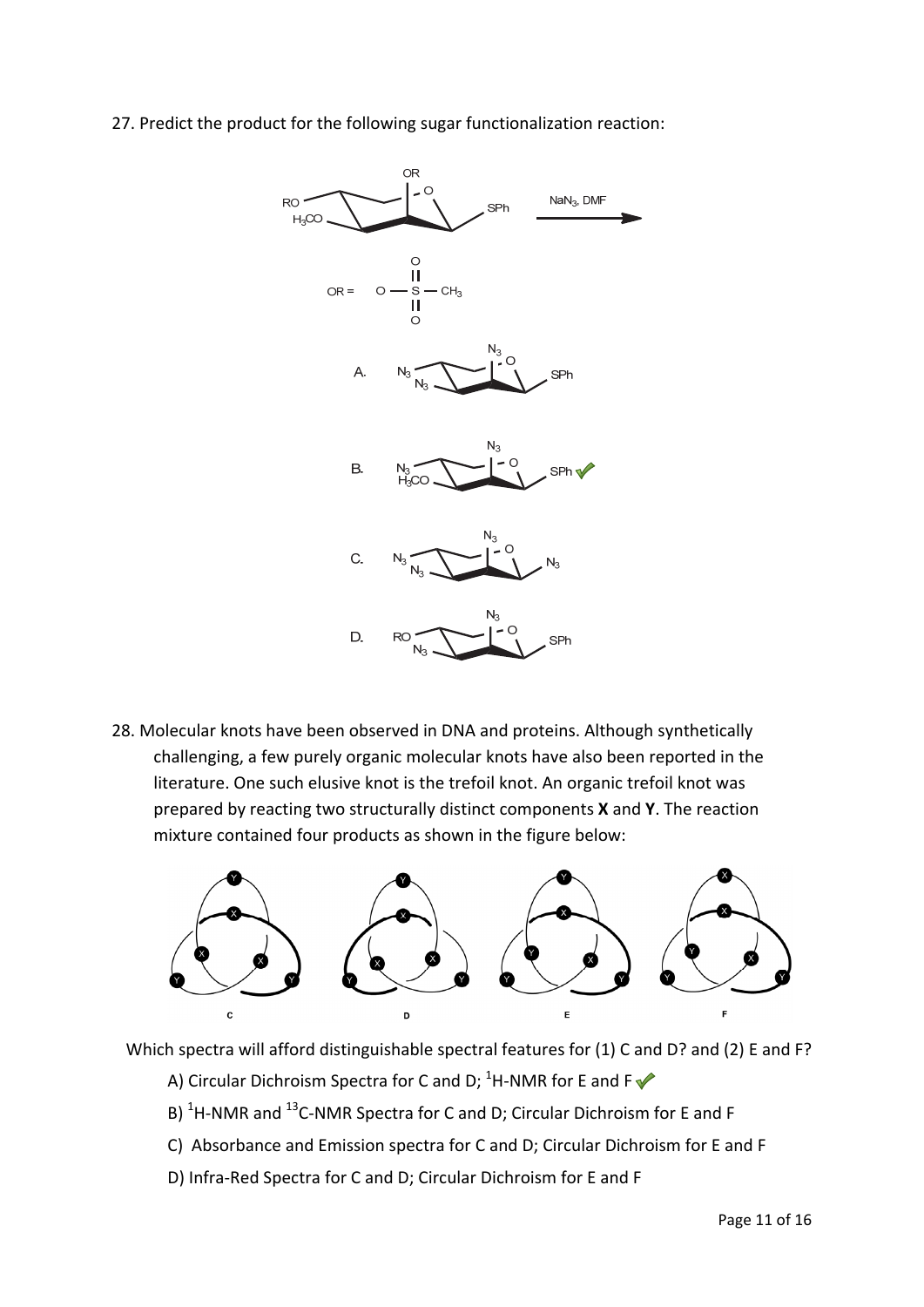27. Predict the product for the following sugar functionalization reaction:

OR = $O-S(=O)_2-CH_3$

$NaN_3$, DMF

A. $N_3$, $N_3$, $N_3$, SPh

B. $N_3$, $H_3CO$, $N_3$, SPh ✓

C. $N_3$, $N_3$, $N_3$, $N_3$

D. RO, $N_3$, $N_3$, SPh

28. Molecular knots have been observed in DNA and proteins. Although synthetically challenging, a few purely organic molecular knots have also been reported in the literature. One such elusive knot is the trefoil knot. An organic trefoil knot was prepared by reacting two structurally distinct components **X** and **Y**. The reaction mixture contained four products as shown in the figure below:

C D E F

Which spectra will afford distinguishable spectral features for (1) C and D? and (2) E and F?

A) Circular Dichroism Spectra for C and D; $^{1}$H-NMR for E and F ✓

B) $^{1}$H-NMR and $^{13}$C-NMR Spectra for C and D; Circular Dichroism for E and F

C) Absorbance and Emission spectra for C and D; Circular Dichroism for E and F

D) Infra-Red Spectra for C and D; Circular Dichroism for E and F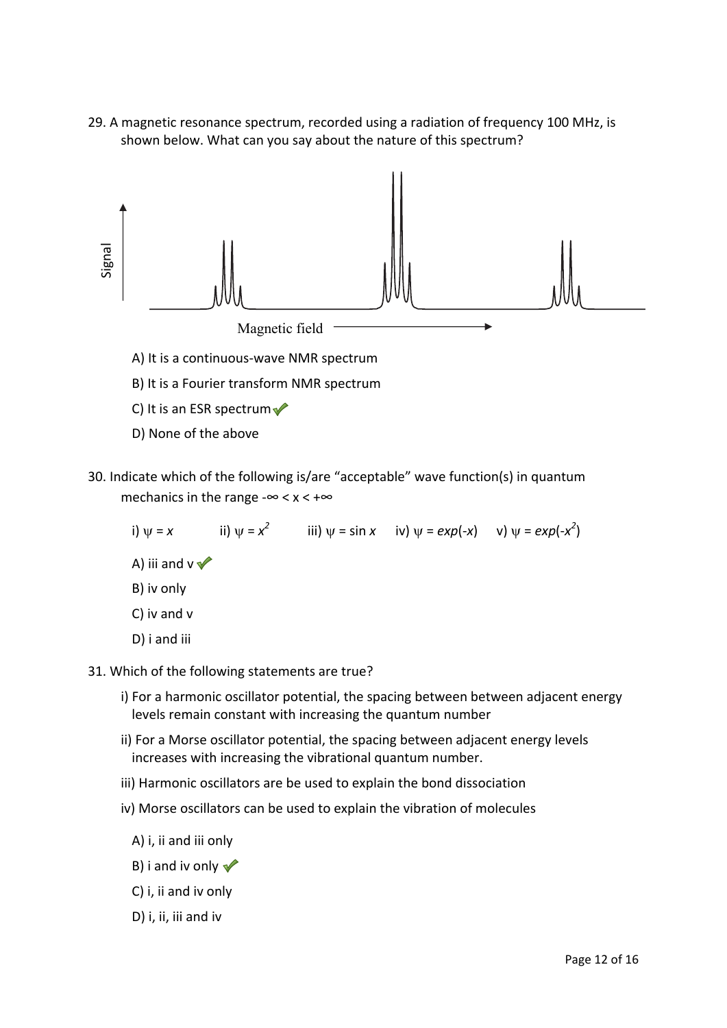29. A magnetic resonance spectrum, recorded using a radiation of frequency 100 MHz, is shown below. What can you say about the nature of this spectrum?

Signal

Magnetic field

A) It is a continuous-wave NMR spectrum

B) It is a Fourier transform NMR spectrum

C) It is an ESR spectrum ✓

D) None of the above

30. Indicate which of the following is/are "acceptable" wave function(s) in quantum mechanics in the range $-\infty < x < +\infty$

i) $\psi = x$ ii) $\psi = x^2$ iii) $\psi = \sin x$ iv) $\psi = exp(-x)$ v) $\psi = exp(-x^2)$

A) iii and v ✓

B) iv only

C) iv and v

D) i and iii

31. Which of the following statements are true?

i) For a harmonic oscillator potential, the spacing between between adjacent energy levels remain constant with increasing the quantum number

ii) For a Morse oscillator potential, the spacing between adjacent energy levels increases with increasing the vibrational quantum number.

iii) Harmonic oscillators are be used to explain the bond dissociation

iv) Morse oscillators can be used to explain the vibration of molecules

A) i, ii and iii only

B) i and iv only ✓

C) i, ii and iv only

D) i, ii, iii and iv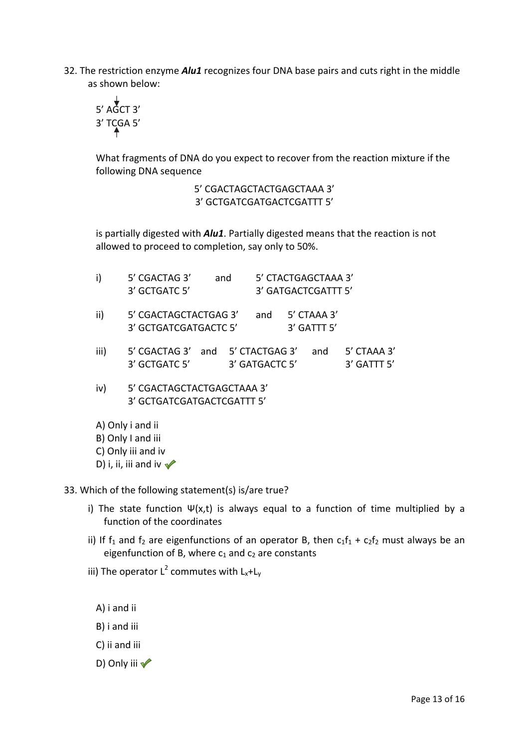32. The restriction enzyme ***Alu1*** recognizes four DNA base pairs and cuts right in the middle as shown below:

```
     ↓
5' AGCT 3'
3' TCGA 5'
     ↑
```

What fragments of DNA do you expect to recover from the reaction mixture if the following DNA sequence

```
5' CGACTAGCTACTGAGCTAAA 3'
3' GCTGATCGATGACTCGATTT 5'
```

is partially digested with ***Alu1***. Partially digested means that the reaction is not allowed to proceed to completion, say only to 50%.

i)
```
5' CGACTAG 3'    and    5' CTACTGAGCTAAA 3'
3' GCTGATC 5'           3' GATGACTCGATTT 5'
```

ii)
```
5' CGACTAGCTACTGAG 3'    and    5' CTAAA 3'
3' GCTGATCGATGACTC 5'           3' GATTT 5'
```

iii)
```
5' CGACTAG 3'  and  5' CTACTGAG 3'  and  5' CTAAA 3'
3' GCTGATC 5'       3' GATGACTC 5'       3' GATTT 5'
```

iv)
```
5' CGACTAGCTACTGAGCTAAA 3'
3' GCTGATCGATGACTCGATTT 5'
```

A) Only i and ii
B) Only I and iii
C) Only iii and iv
D) i, ii, iii and iv ✓

33. Which of the following statement(s) is/are true?

i) The state function $\Psi(x,t)$ is always equal to a function of time multiplied by a function of the coordinates

ii) If $f_1$ and $f_2$ are eigenfunctions of an operator B, then $c_1f_1 + c_2f_2$ must always be an eigenfunction of B, where $c_1$ and $c_2$ are constants

iii) The operator $L^2$ commutes with $L_x+L_y$

A) i and ii

B) i and iii

C) ii and iii

D) Only iii ✓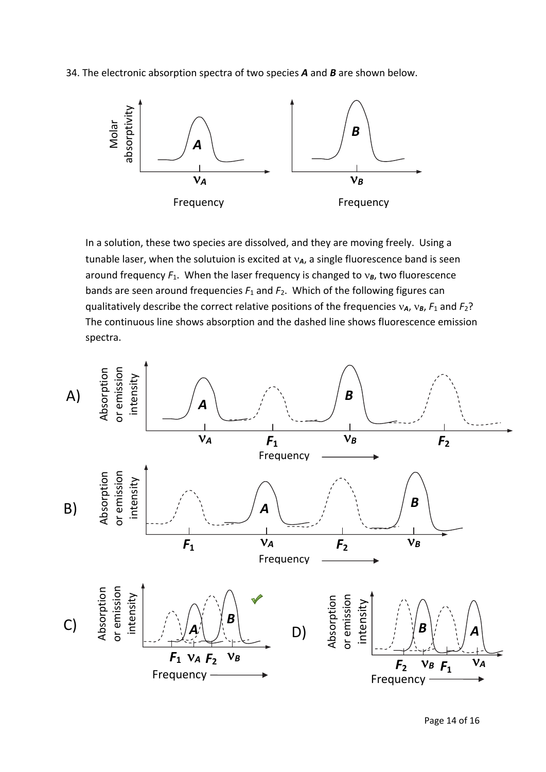34. The electronic absorption spectra of two species ***A*** and ***B*** are shown below.

In a solution, these two species are dissolved, and they are moving freely. Using a tunable laser, when the solutuion is excited at $\nu_A$, a single fluorescence band is seen around frequency $F_1$. When the laser frequency is changed to $\nu_B$, two fluorescence bands are seen around frequencies $F_1$ and $F_2$. Which of the following figures can qualitatively describe the correct relative positions of the frequencies $\nu_A$, $\nu_B$, $F_1$ and $F_2$? The continuous line shows absorption and the dashed line shows fluorescence emission spectra.

A)

B)

C)

D)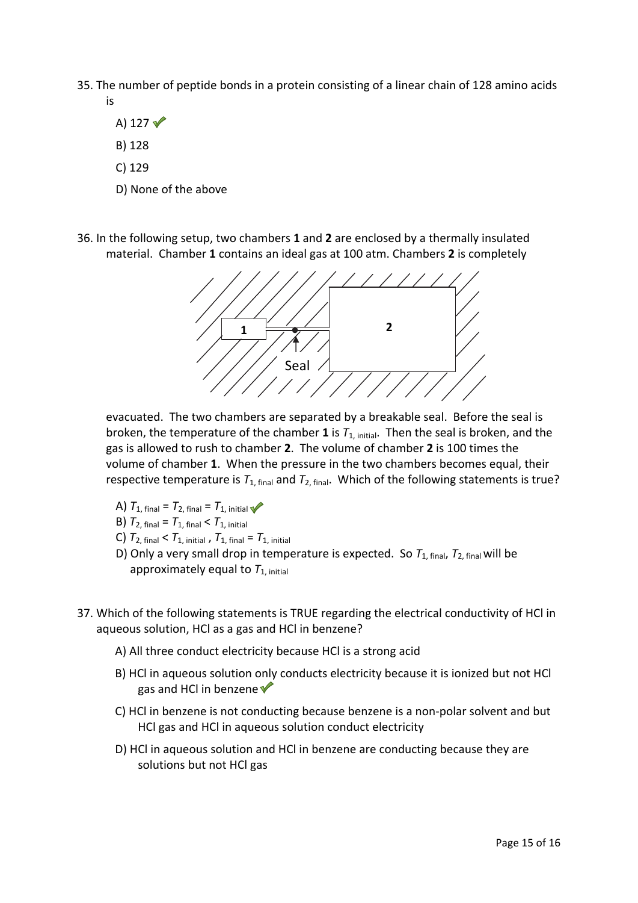35. The number of peptide bonds in a protein consisting of a linear chain of 128 amino acids is

 A) 127 ✓

 B) 128

 C) 129

 D) None of the above

36. In the following setup, two chambers **1** and **2** are enclosed by a thermally insulated material. Chamber **1** contains an ideal gas at 100 atm. Chambers **2** is completely evacuated. The two chambers are separated by a breakable seal. Before the seal is broken, the temperature of the chamber **1** is $T_{1,\text{ initial}}$. Then the seal is broken, and the gas is allowed to rush to chamber **2**. The volume of chamber **2** is 100 times the volume of chamber **1**. When the pressure in the two chambers becomes equal, their respective temperature is $T_{1,\text{ final}}$ and $T_{2,\text{ final}}$. Which of the following statements is true?

 A) $T_{1,\text{ final}} = T_{2,\text{ final}} = T_{1,\text{ initial}}$ ✓

 B) $T_{2,\text{ final}} = T_{1,\text{ final}} < T_{1,\text{ initial}}$

 C) $T_{2,\text{ final}} < T_{1,\text{ initial}}$ , $T_{1,\text{ final}} = T_{1,\text{ initial}}$

 D) Only a very small drop in temperature is expected. So $T_{1,\text{ final}}$, $T_{2,\text{ final}}$ will be approximately equal to $T_{1,\text{ initial}}$

37. Which of the following statements is TRUE regarding the electrical conductivity of HCl in aqueous solution, HCl as a gas and HCl in benzene?

 A) All three conduct electricity because HCl is a strong acid

 B) HCl in aqueous solution only conducts electricity because it is ionized but not HCl gas and HCl in benzene ✓

 C) HCl in benzene is not conducting because benzene is a non-polar solvent and but HCl gas and HCl in aqueous solution conduct electricity

 D) HCl in aqueous solution and HCl in benzene are conducting because they are solutions but not HCl gas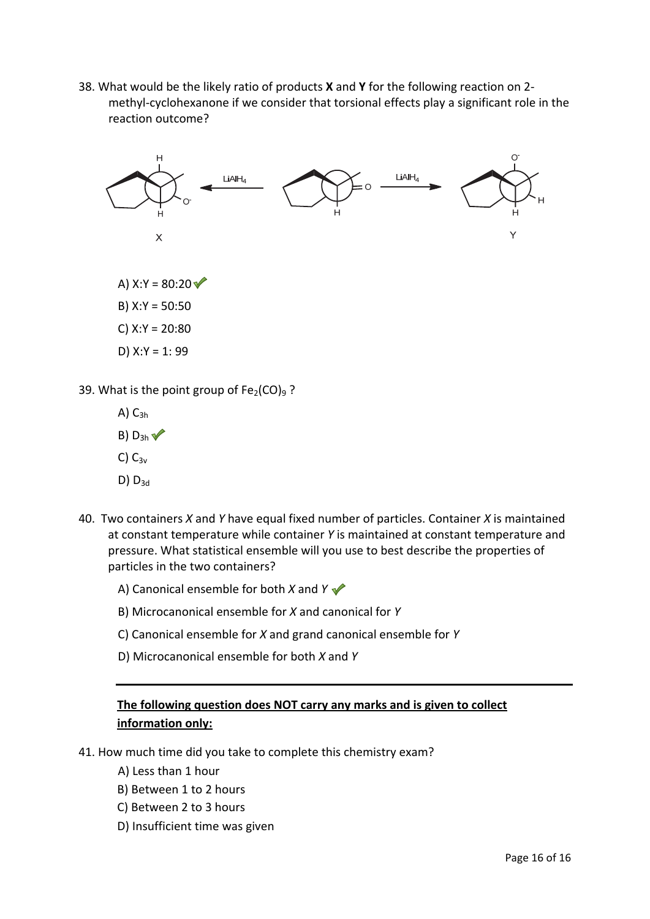38. What would be the likely ratio of products **X** and **Y** for the following reaction on 2-methyl-cyclohexanone if we consider that torsional effects play a significant role in the reaction outcome?

$LiAlH_4$ $LiAlH_4$

X Y

A) X:Y = 80:20 ✓

B) X:Y = 50:50

C) X:Y = 20:80

D) X:Y = 1: 99

39. What is the point group of $Fe_2(CO)_9$ ?

A) $C_{3h}$

B) $D_{3h}$ ✓

C) $C_{3v}$

D) $D_{3d}$

40. Two containers *X* and *Y* have equal fixed number of particles. Container *X* is maintained at constant temperature while container *Y* is maintained at constant temperature and pressure. What statistical ensemble will you use to best describe the properties of particles in the two containers?

A) Canonical ensemble for both *X* and *Y* ✓

B) Microcanonical ensemble for *X* and canonical for *Y*

C) Canonical ensemble for *X* and grand canonical ensemble for *Y*

D) Microcanonical ensemble for both *X* and *Y*

---

**<u>The following question does NOT carry any marks and is given to collect information only:</u>**

41. How much time did you take to complete this chemistry exam?

A) Less than 1 hour

B) Between 1 to 2 hours

C) Between 2 to 3 hours

D) Insufficient time was given